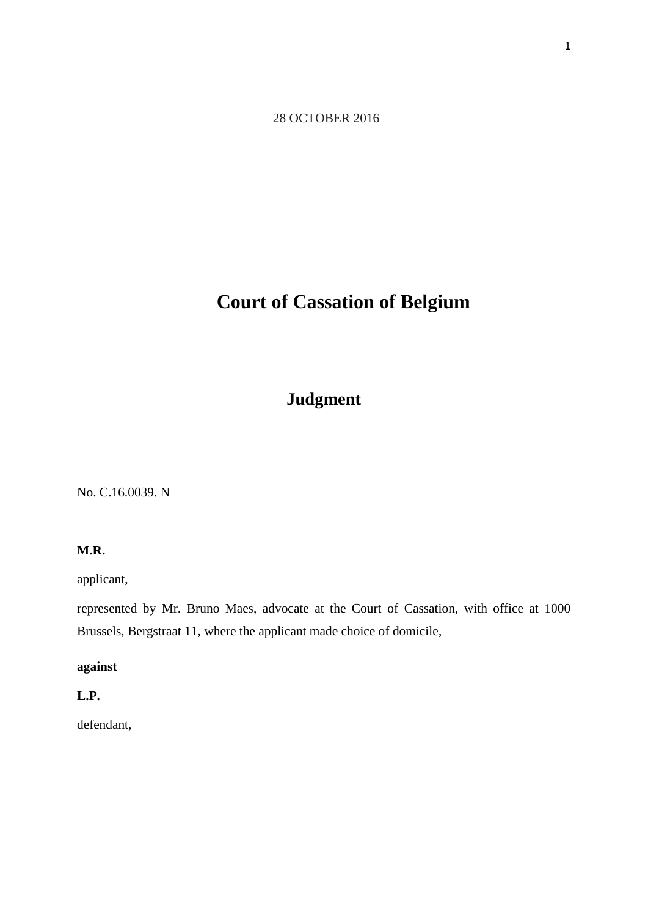28 OCTOBER 2016

# Court of Cassation of Belgium

## Judgment

No. C.16.0039. N

**M.R.**

applicant,

represented by Mr. Bruno Maes, advocate at the Court of Cassation, with office at 1000 Brussels, Bergstraat 11, where the applicant made choice of domicile,

**against**

**L.P.**

defendant,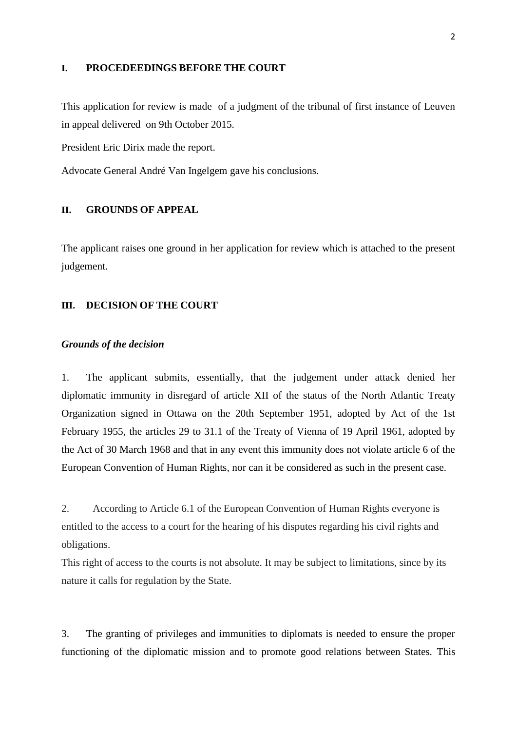## I. PROCEDEEDINGS BEFORE THE COURT

This application for review is made of a judgment of the tribunal of first instance of Leuven in appeal delivered on 9th October 2015.

President Eric Dirix made the report.

Advocate General André Van Ingelgem gave his conclusions.

## II. GROUNDS OF APPEAL

The applicant raises one ground in her application for review which is attached to the present judgement.

## III. DECISION OF THE COURT

***Grounds of the decision***

1. The applicant submits, essentially, that the judgement under attack denied her diplomatic immunity in disregard of article XII of the status of the North Atlantic Treaty Organization signed in Ottawa on the 20th September 1951, adopted by Act of the 1st February 1955, the articles 29 to 31.1 of the Treaty of Vienna of 19 April 1961, adopted by the Act of 30 March 1968 and that in any event this immunity does not violate article 6 of the European Convention of Human Rights, nor can it be considered as such in the present case.

2. According to Article 6.1 of the European Convention of Human Rights everyone is entitled to the access to a court for the hearing of his disputes regarding his civil rights and obligations.
This right of access to the courts is not absolute. It may be subject to limitations, since by its nature it calls for regulation by the State.

3. The granting of privileges and immunities to diplomats is needed to ensure the proper functioning of the diplomatic mission and to promote good relations between States. This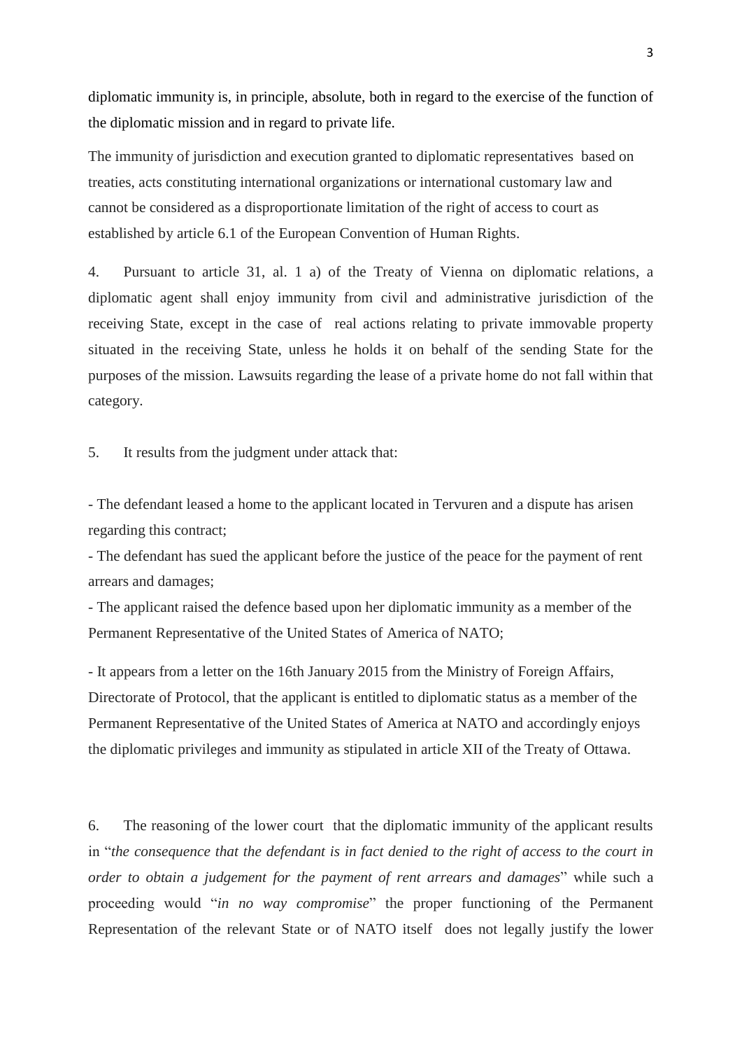diplomatic immunity is, in principle, absolute, both in regard to the exercise of the function of the diplomatic mission and in regard to private life.

The immunity of jurisdiction and execution granted to diplomatic representatives based on treaties, acts constituting international organizations or international customary law and cannot be considered as a disproportionate limitation of the right of access to court as established by article 6.1 of the European Convention of Human Rights.

4. Pursuant to article 31, al. 1 a) of the Treaty of Vienna on diplomatic relations, a diplomatic agent shall enjoy immunity from civil and administrative jurisdiction of the receiving State, except in the case of real actions relating to private immovable property situated in the receiving State, unless he holds it on behalf of the sending State for the purposes of the mission. Lawsuits regarding the lease of a private home do not fall within that category.

5. It results from the judgment under attack that:

- The defendant leased a home to the applicant located in Tervuren and a dispute has arisen regarding this contract;
- The defendant has sued the applicant before the justice of the peace for the payment of rent arrears and damages;
- The applicant raised the defence based upon her diplomatic immunity as a member of the Permanent Representative of the United States of America of NATO;

- It appears from a letter on the 16th January 2015 from the Ministry of Foreign Affairs, Directorate of Protocol, that the applicant is entitled to diplomatic status as a member of the Permanent Representative of the United States of America at NATO and accordingly enjoys the diplomatic privileges and immunity as stipulated in article XII of the Treaty of Ottawa.

6. The reasoning of the lower court that the diplomatic immunity of the applicant results in "*the consequence that the defendant is in fact denied to the right of access to the court in order to obtain a judgement for the payment of rent arrears and damages*" while such a proceeding would "*in no way compromise*" the proper functioning of the Permanent Representation of the relevant State or of NATO itself does not legally justify the lower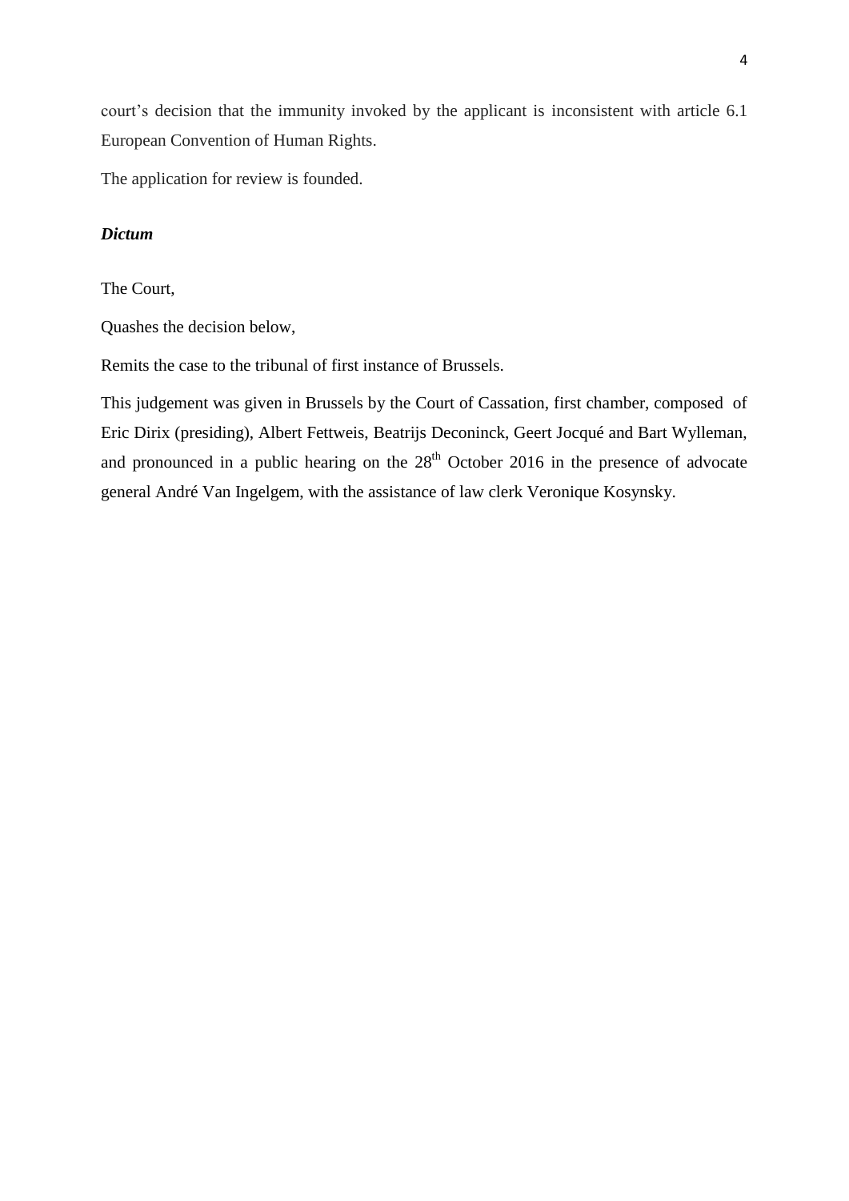court's decision that the immunity invoked by the applicant is inconsistent with article 6.1 European Convention of Human Rights.

The application for review is founded.

***Dictum***

The Court,

Quashes the decision below,

Remits the case to the tribunal of first instance of Brussels.

This judgement was given in Brussels by the Court of Cassation, first chamber, composed of Eric Dirix (presiding), Albert Fettweis, Beatrijs Deconinck, Geert Jocqué and Bart Wylleman, and pronounced in a public hearing on the 28th October 2016 in the presence of advocate general André Van Ingelgem, with the assistance of law clerk Veronique Kosynsky.